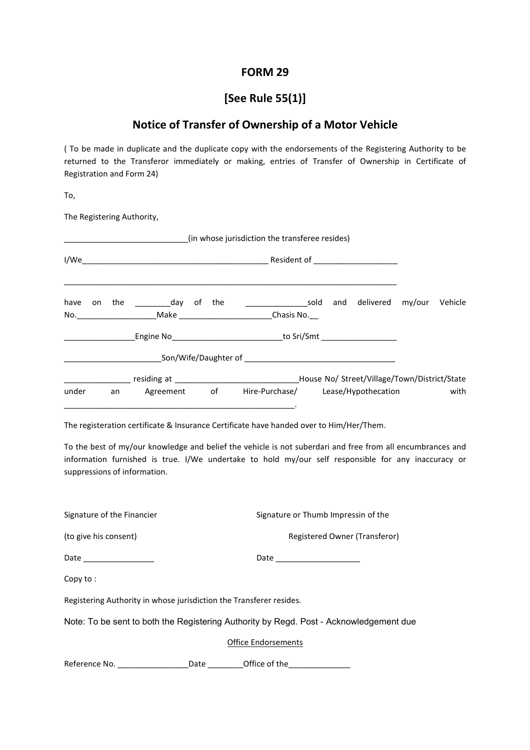# FORM 29

## [See Rule 55(1)]

## Notice of Transfer of Ownership of a Motor Vehicle

( To be made in duplicate and the duplicate copy with the endorsements of the Registering Authority to be returned to the Transferor immediately or making, entries of Transfer of Ownership in Certificate of Registration and Form 24)

To,

The Registering Authority,

____________________________(in whose jurisdiction the transferee resides)

I/We__________________________________________ Resident of ___________________

_____________________________________________________________________________

have on the ________day of the ______________sold and delivered my/our Vehicle No.__________________Make _____________________Chasis No.__

________________Engine No_________________________to Sri/Smt _________________

______________________Son/Wife/Daughter of __________________________________

_______________ residing at ____________________________House No/ Street/Village/Town/District/State under an Agreement of Hire-Purchase/ Lease/Hypothecation with _____________________________________________________.

The registeration certificate & Insurance Certificate have handed over to Him/Her/Them.

To the best of my/our knowledge and belief the vehicle is not suberdari and free from all encumbrances and information furnished is true. I/We undertake to hold my/our self responsible for any inaccuracy or suppressions of information.

Signature of the Financier (to give his consent)

Date ________________

Signature or Thumb Impressin of the Registered Owner (Transferor)

Date ___________________

Copy to :

Registering Authority in whose jurisdiction the Transferer resides.

Note: To be sent to both the Registering Authority by Regd. Post - Acknowledgement due

Office Endorsements

Reference No. ________________Date ________Office of the______________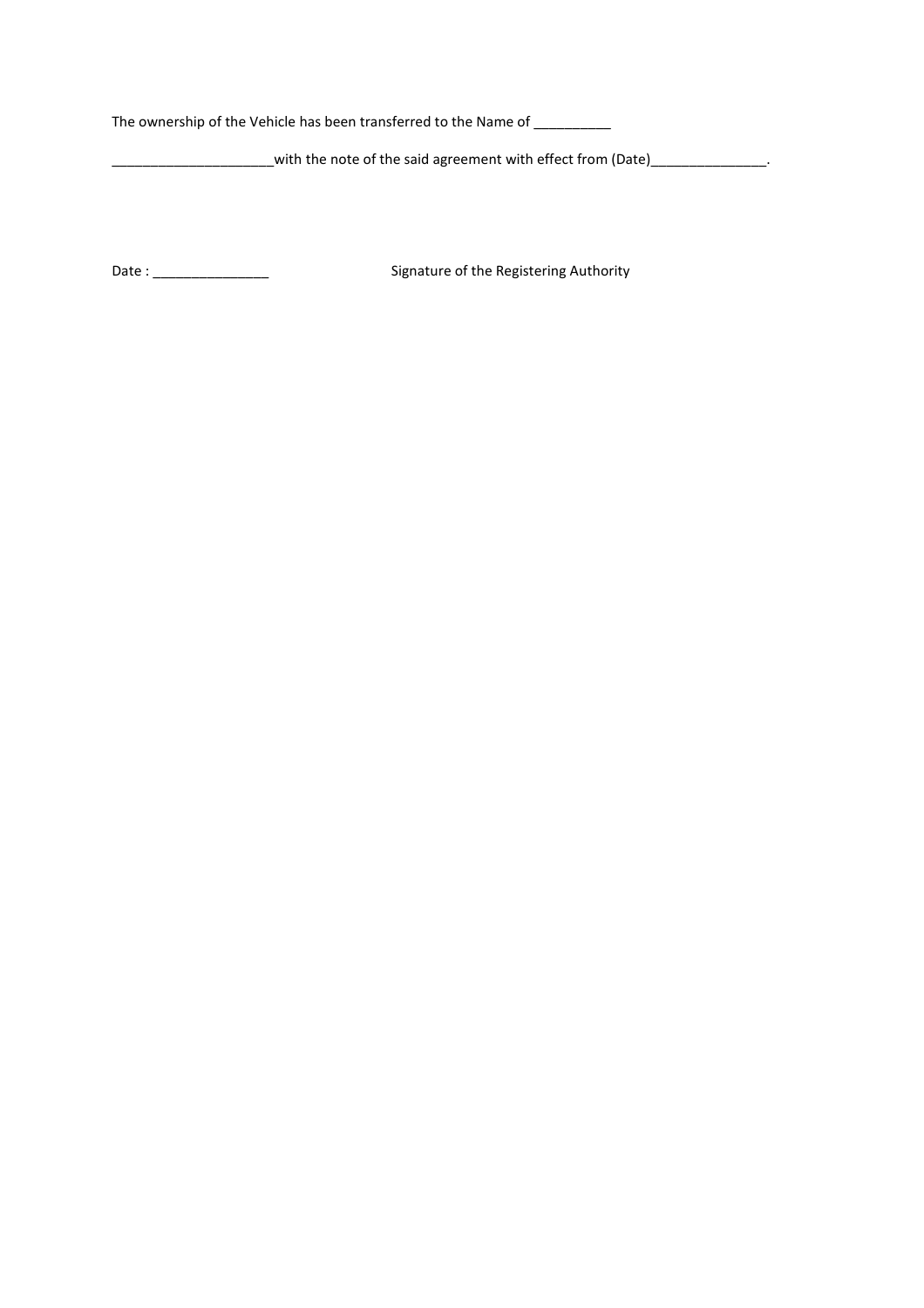The ownership of the Vehicle has been transferred to the Name of __________

_____________________with the note of the said agreement with effect from (Date)_______________.

Date : _______________ Signature of the Registering Authority